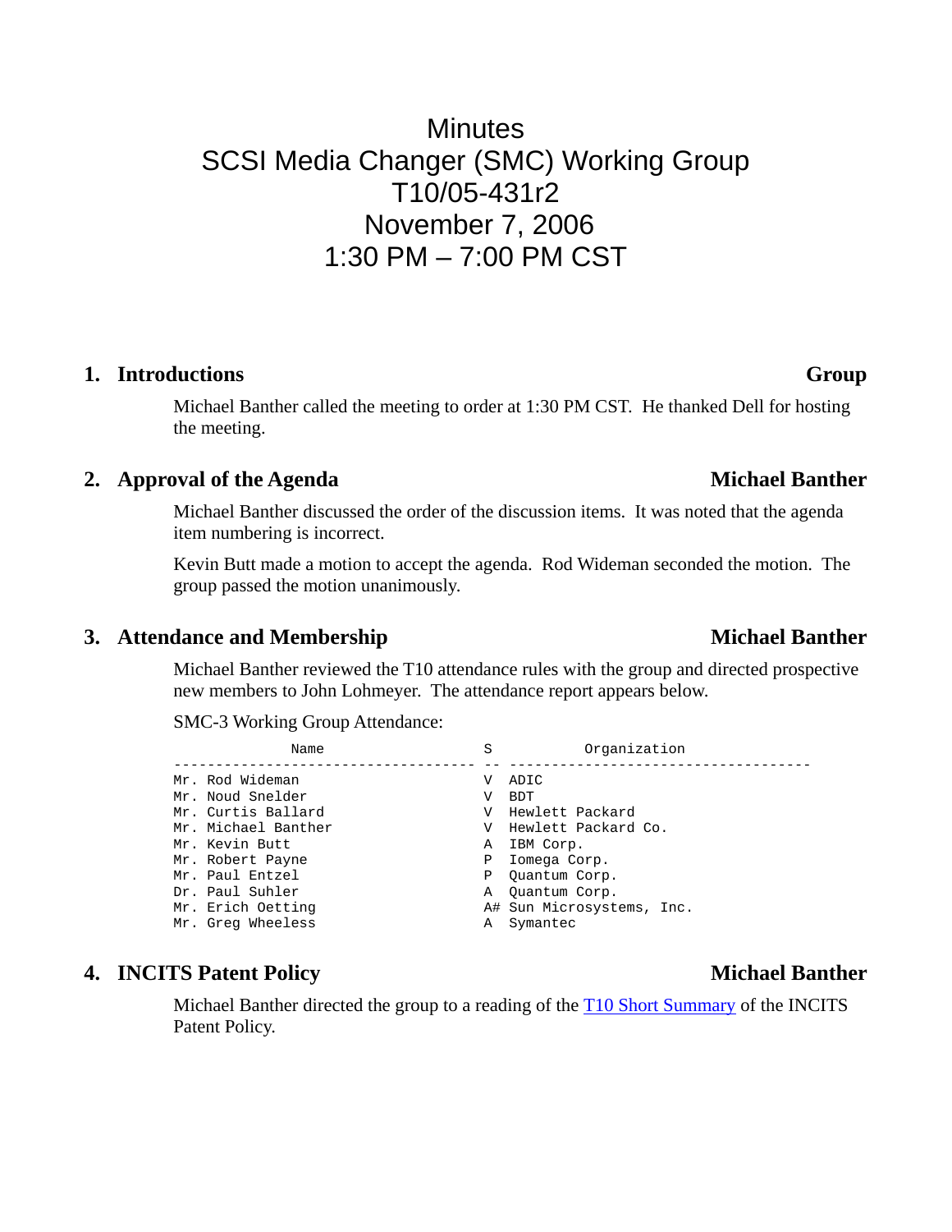# Minutes
# SCSI Media Changer (SMC) Working Group
# T10/05-431r2
# November 7, 2006
# 1:30 PM – 7:00 PM CST

## 1. Introductions — Group

Michael Banther called the meeting to order at 1:30 PM CST. He thanked Dell for hosting the meeting.

## 2. Approval of the Agenda — Michael Banther

Michael Banther discussed the order of the discussion items. It was noted that the agenda item numbering is incorrect.

Kevin Butt made a motion to accept the agenda. Rod Wideman seconded the motion. The group passed the motion unanimously.

## 3. Attendance and Membership — Michael Banther

Michael Banther reviewed the T10 attendance rules with the group and directed prospective new members to John Lohmeyer. The attendance report appears below.

SMC-3 Working Group Attendance:

```
               Name                  S           Organization
----------------------------------- -- -----------------------------------
Mr. Rod Wideman                      V  ADIC
Mr. Noud Snelder                     V  BDT
Mr. Curtis Ballard                   V  Hewlett Packard
Mr. Michael Banther                  V  Hewlett Packard Co.
Mr. Kevin Butt                       A  IBM Corp.
Mr. Robert Payne                     P  Iomega Corp.
Mr. Paul Entzel                      P  Quantum Corp.
Dr. Paul Suhler                      A  Quantum Corp.
Mr. Erich Oetting                    A# Sun Microsystems, Inc.
Mr. Greg Wheeless                    A  Symantec
```

## 4. INCITS Patent Policy — Michael Banther

Michael Banther directed the group to a reading of the T10 Short Summary of the INCITS Patent Policy.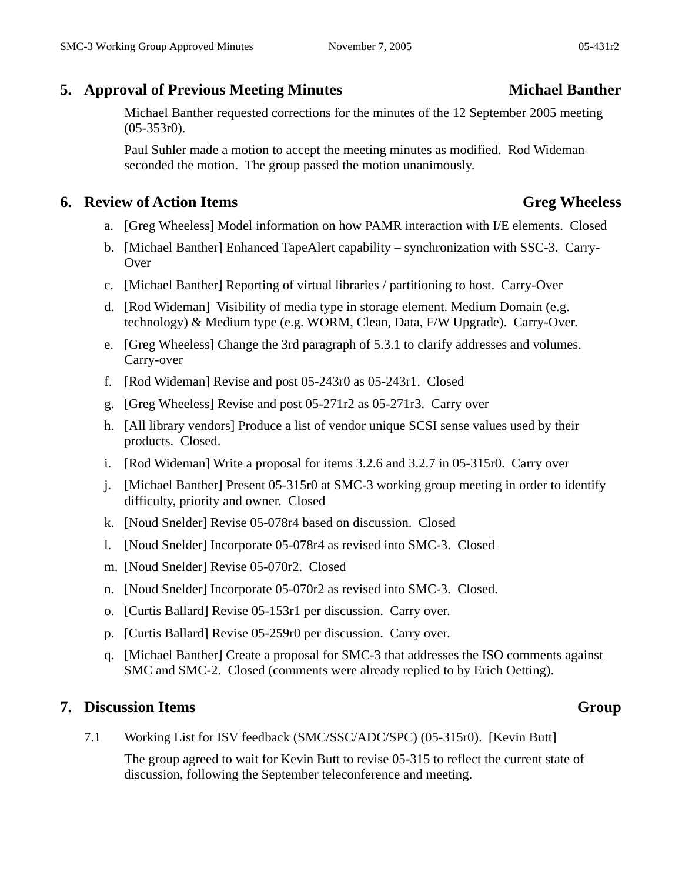## 5. Approval of Previous Meeting Minutes — Michael Banther

Michael Banther requested corrections for the minutes of the 12 September 2005 meeting (05-353r0).

Paul Suhler made a motion to accept the meeting minutes as modified. Rod Wideman seconded the motion. The group passed the motion unanimously.

## 6. Review of Action Items — Greg Wheeless

a. [Greg Wheeless] Model information on how PAMR interaction with I/E elements. Closed

b. [Michael Banther] Enhanced TapeAlert capability – synchronization with SSC-3. Carry-Over

c. [Michael Banther] Reporting of virtual libraries / partitioning to host. Carry-Over

d. [Rod Wideman] Visibility of media type in storage element. Medium Domain (e.g. technology) & Medium type (e.g. WORM, Clean, Data, F/W Upgrade). Carry-Over.

e. [Greg Wheeless] Change the 3rd paragraph of 5.3.1 to clarify addresses and volumes. Carry-over

f. [Rod Wideman] Revise and post 05-243r0 as 05-243r1. Closed

g. [Greg Wheeless] Revise and post 05-271r2 as 05-271r3. Carry over

h. [All library vendors] Produce a list of vendor unique SCSI sense values used by their products. Closed.

i. [Rod Wideman] Write a proposal for items 3.2.6 and 3.2.7 in 05-315r0. Carry over

j. [Michael Banther] Present 05-315r0 at SMC-3 working group meeting in order to identify difficulty, priority and owner. Closed

k. [Noud Snelder] Revise 05-078r4 based on discussion. Closed

l. [Noud Snelder] Incorporate 05-078r4 as revised into SMC-3. Closed

m. [Noud Snelder] Revise 05-070r2. Closed

n. [Noud Snelder] Incorporate 05-070r2 as revised into SMC-3. Closed.

o. [Curtis Ballard] Revise 05-153r1 per discussion. Carry over.

p. [Curtis Ballard] Revise 05-259r0 per discussion. Carry over.

q. [Michael Banther] Create a proposal for SMC-3 that addresses the ISO comments against SMC and SMC-2. Closed (comments were already replied to by Erich Oetting).

## 7. Discussion Items — Group

7.1 Working List for ISV feedback (SMC/SSC/ADC/SPC) (05-315r0). [Kevin Butt]

The group agreed to wait for Kevin Butt to revise 05-315 to reflect the current state of discussion, following the September teleconference and meeting.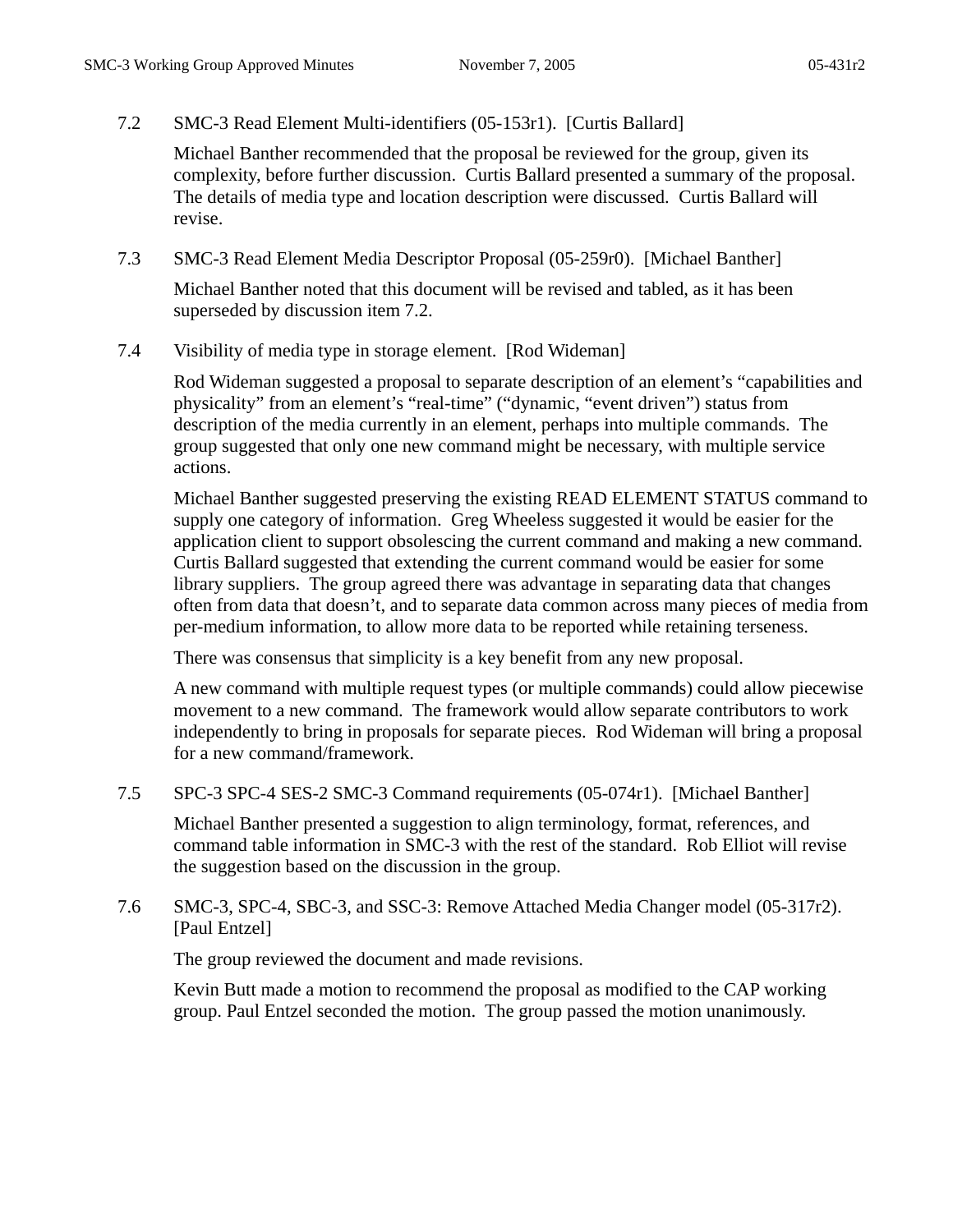### 7.2 SMC-3 Read Element Multi-identifiers (05-153r1). [Curtis Ballard]

Michael Banther recommended that the proposal be reviewed for the group, given its complexity, before further discussion. Curtis Ballard presented a summary of the proposal. The details of media type and location description were discussed. Curtis Ballard will revise.

### 7.3 SMC-3 Read Element Media Descriptor Proposal (05-259r0). [Michael Banther]

Michael Banther noted that this document will be revised and tabled, as it has been superseded by discussion item 7.2.

### 7.4 Visibility of media type in storage element. [Rod Wideman]

Rod Wideman suggested a proposal to separate description of an element's "capabilities and physicality" from an element's "real-time" ("dynamic, "event driven") status from description of the media currently in an element, perhaps into multiple commands. The group suggested that only one new command might be necessary, with multiple service actions.

Michael Banther suggested preserving the existing READ ELEMENT STATUS command to supply one category of information. Greg Wheeless suggested it would be easier for the application client to support obsolescing the current command and making a new command. Curtis Ballard suggested that extending the current command would be easier for some library suppliers. The group agreed there was advantage in separating data that changes often from data that doesn't, and to separate data common across many pieces of media from per-medium information, to allow more data to be reported while retaining terseness.

There was consensus that simplicity is a key benefit from any new proposal.

A new command with multiple request types (or multiple commands) could allow piecewise movement to a new command. The framework would allow separate contributors to work independently to bring in proposals for separate pieces. Rod Wideman will bring a proposal for a new command/framework.

### 7.5 SPC-3 SPC-4 SES-2 SMC-3 Command requirements (05-074r1). [Michael Banther]

Michael Banther presented a suggestion to align terminology, format, references, and command table information in SMC-3 with the rest of the standard. Rob Elliot will revise the suggestion based on the discussion in the group.

### 7.6 SMC-3, SPC-4, SBC-3, and SSC-3: Remove Attached Media Changer model (05-317r2). [Paul Entzel]

The group reviewed the document and made revisions.

Kevin Butt made a motion to recommend the proposal as modified to the CAP working group. Paul Entzel seconded the motion. The group passed the motion unanimously.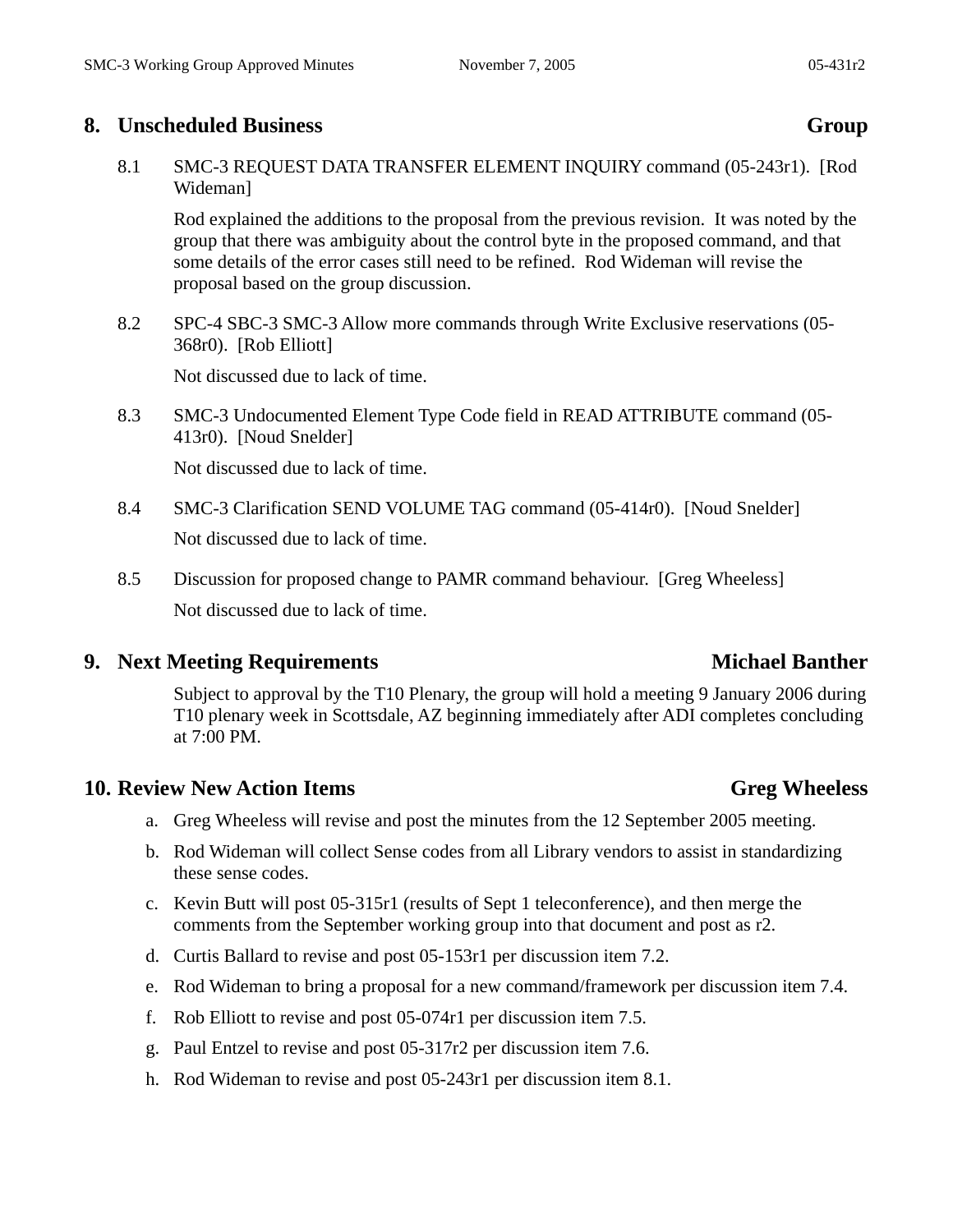## 8. Unscheduled Business — Group

8.1 SMC-3 REQUEST DATA TRANSFER ELEMENT INQUIRY command (05-243r1). [Rod Wideman]

Rod explained the additions to the proposal from the previous revision. It was noted by the group that there was ambiguity about the control byte in the proposed command, and that some details of the error cases still need to be refined. Rod Wideman will revise the proposal based on the group discussion.

8.2 SPC-4 SBC-3 SMC-3 Allow more commands through Write Exclusive reservations (05-368r0). [Rob Elliott]

Not discussed due to lack of time.

8.3 SMC-3 Undocumented Element Type Code field in READ ATTRIBUTE command (05-413r0). [Noud Snelder]

Not discussed due to lack of time.

8.4 SMC-3 Clarification SEND VOLUME TAG command (05-414r0). [Noud Snelder]

Not discussed due to lack of time.

8.5 Discussion for proposed change to PAMR command behaviour. [Greg Wheeless]

Not discussed due to lack of time.

## 9. Next Meeting Requirements — Michael Banther

Subject to approval by the T10 Plenary, the group will hold a meeting 9 January 2006 during T10 plenary week in Scottsdale, AZ beginning immediately after ADI completes concluding at 7:00 PM.

## 10. Review New Action Items — Greg Wheeless

a. Greg Wheeless will revise and post the minutes from the 12 September 2005 meeting.

b. Rod Wideman will collect Sense codes from all Library vendors to assist in standardizing these sense codes.

c. Kevin Butt will post 05-315r1 (results of Sept 1 teleconference), and then merge the comments from the September working group into that document and post as r2.

d. Curtis Ballard to revise and post 05-153r1 per discussion item 7.2.

e. Rod Wideman to bring a proposal for a new command/framework per discussion item 7.4.

f. Rob Elliott to revise and post 05-074r1 per discussion item 7.5.

g. Paul Entzel to revise and post 05-317r2 per discussion item 7.6.

h. Rod Wideman to revise and post 05-243r1 per discussion item 8.1.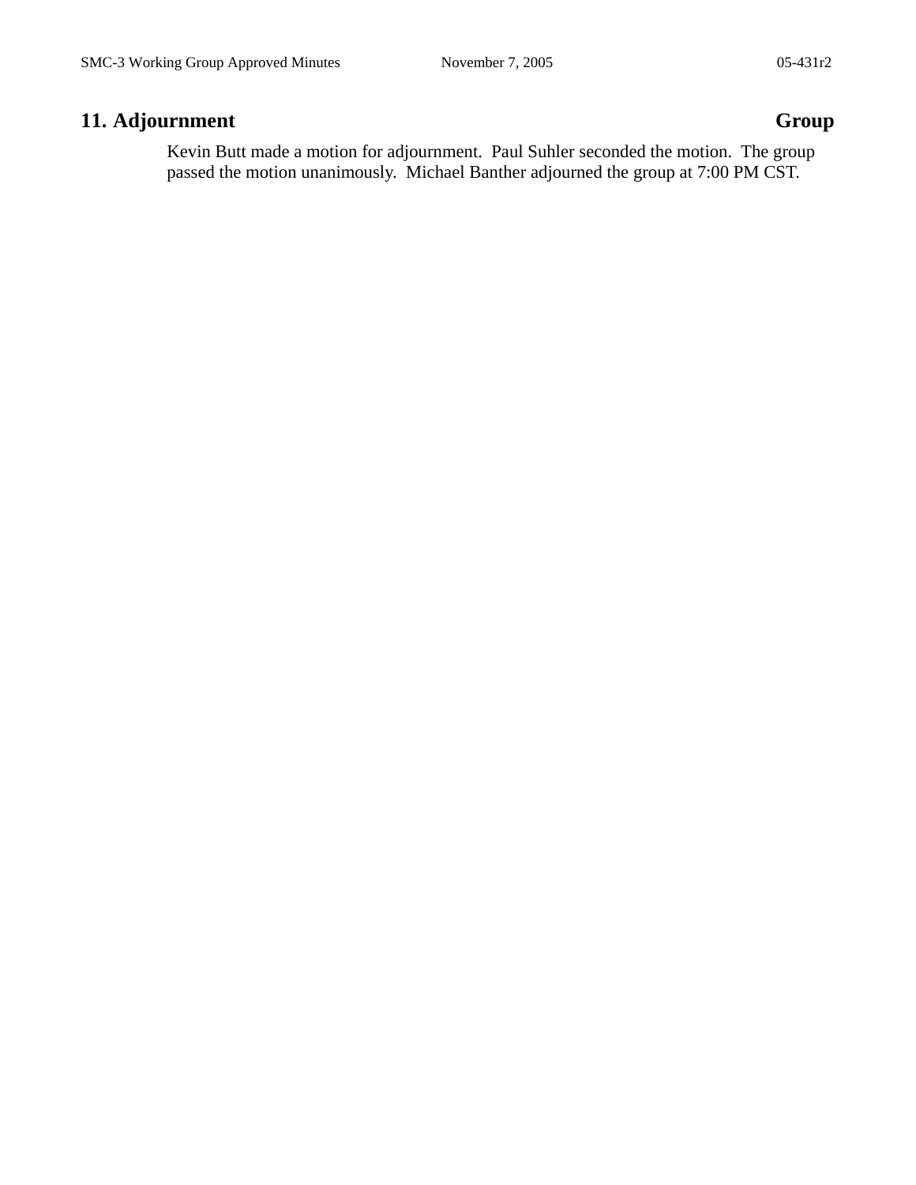## 11. Adjournment Group

Kevin Butt made a motion for adjournment. Paul Suhler seconded the motion. The group passed the motion unanimously. Michael Banther adjourned the group at 7:00 PM CST.